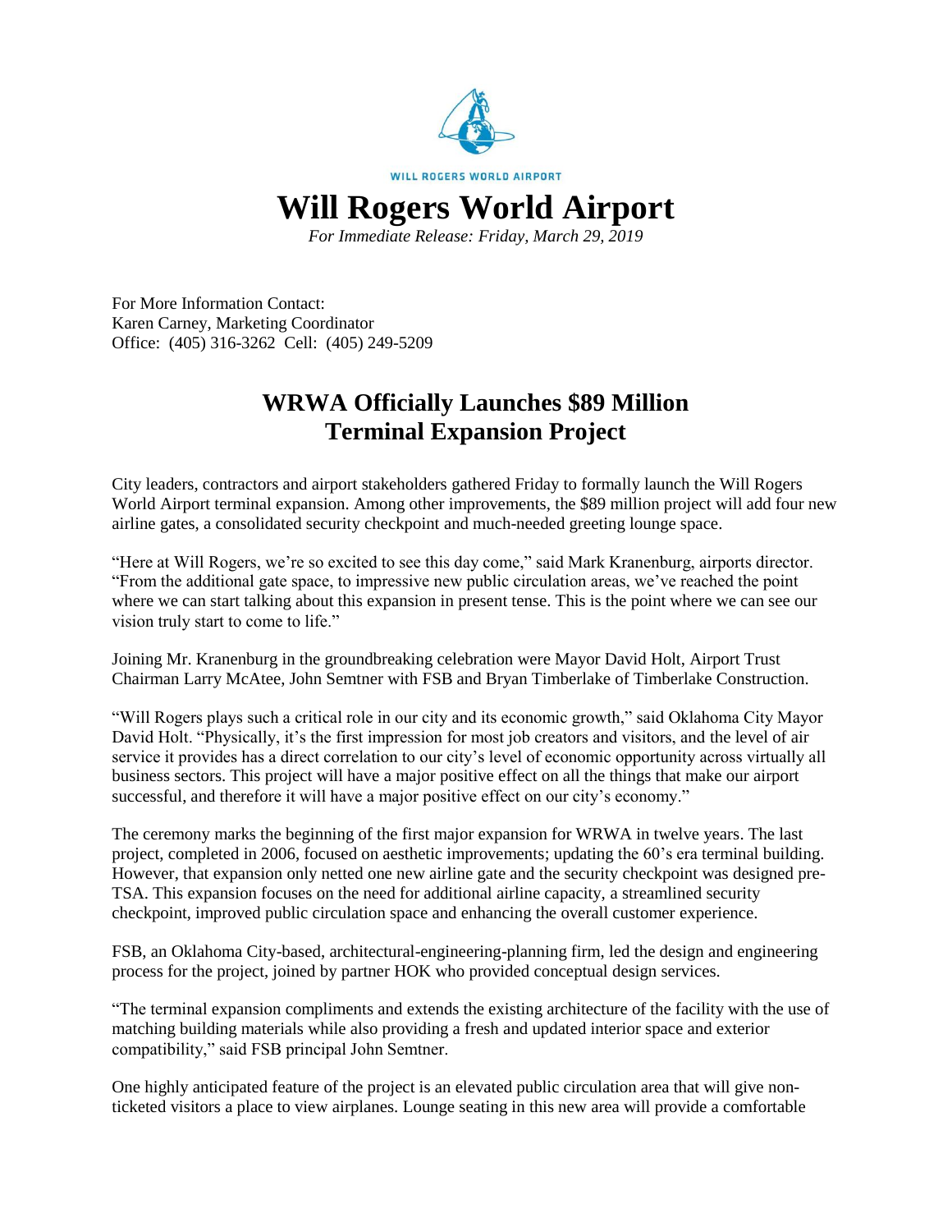WILL ROGERS WORLD AIRPORT

# Will Rogers World Airport

*For Immediate Release: Friday, March 29, 2019*

For More Information Contact:
Karen Carney, Marketing Coordinator
Office: (405) 316-3262 Cell: (405) 249-5209

## WRWA Officially Launches $89 Million Terminal Expansion Project

City leaders, contractors and airport stakeholders gathered Friday to formally launch the Will Rogers World Airport terminal expansion. Among other improvements, the $89 million project will add four new airline gates, a consolidated security checkpoint and much-needed greeting lounge space.

"Here at Will Rogers, we're so excited to see this day come," said Mark Kranenburg, airports director. "From the additional gate space, to impressive new public circulation areas, we've reached the point where we can start talking about this expansion in present tense. This is the point where we can see our vision truly start to come to life."

Joining Mr. Kranenburg in the groundbreaking celebration were Mayor David Holt, Airport Trust Chairman Larry McAtee, John Semtner with FSB and Bryan Timberlake of Timberlake Construction.

"Will Rogers plays such a critical role in our city and its economic growth," said Oklahoma City Mayor David Holt. "Physically, it's the first impression for most job creators and visitors, and the level of air service it provides has a direct correlation to our city's level of economic opportunity across virtually all business sectors. This project will have a major positive effect on all the things that make our airport successful, and therefore it will have a major positive effect on our city's economy."

The ceremony marks the beginning of the first major expansion for WRWA in twelve years. The last project, completed in 2006, focused on aesthetic improvements; updating the 60's era terminal building. However, that expansion only netted one new airline gate and the security checkpoint was designed pre-TSA. This expansion focuses on the need for additional airline capacity, a streamlined security checkpoint, improved public circulation space and enhancing the overall customer experience.

FSB, an Oklahoma City-based, architectural-engineering-planning firm, led the design and engineering process for the project, joined by partner HOK who provided conceptual design services.

"The terminal expansion compliments and extends the existing architecture of the facility with the use of matching building materials while also providing a fresh and updated interior space and exterior compatibility," said FSB principal John Semtner.

One highly anticipated feature of the project is an elevated public circulation area that will give non-ticketed visitors a place to view airplanes. Lounge seating in this new area will provide a comfortable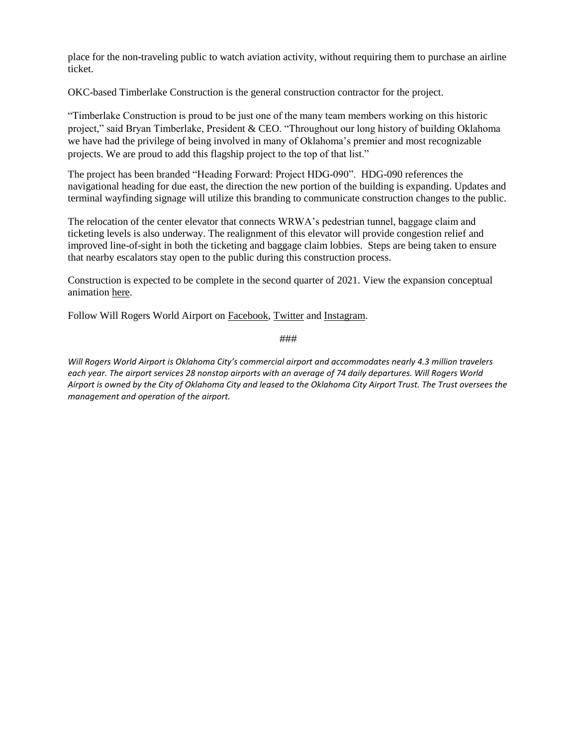place for the non-traveling public to watch aviation activity, without requiring them to purchase an airline ticket.

OKC-based Timberlake Construction is the general construction contractor for the project.

"Timberlake Construction is proud to be just one of the many team members working on this historic project," said Bryan Timberlake, President & CEO. "Throughout our long history of building Oklahoma we have had the privilege of being involved in many of Oklahoma's premier and most recognizable projects. We are proud to add this flagship project to the top of that list."

The project has been branded "Heading Forward: Project HDG-090". HDG-090 references the navigational heading for due east, the direction the new portion of the building is expanding. Updates and terminal wayfinding signage will utilize this branding to communicate construction changes to the public.

The relocation of the center elevator that connects WRWA's pedestrian tunnel, baggage claim and ticketing levels is also underway. The realignment of this elevator will provide congestion relief and improved line-of-sight in both the ticketing and baggage claim lobbies. Steps are being taken to ensure that nearby escalators stay open to the public during this construction process.

Construction is expected to be complete in the second quarter of 2021. View the expansion conceptual animation here.

Follow Will Rogers World Airport on Facebook, Twitter and Instagram.

###

*Will Rogers World Airport is Oklahoma City's commercial airport and accommodates nearly 4.3 million travelers each year. The airport services 28 nonstop airports with an average of 74 daily departures. Will Rogers World Airport is owned by the City of Oklahoma City and leased to the Oklahoma City Airport Trust. The Trust oversees the management and operation of the airport.*